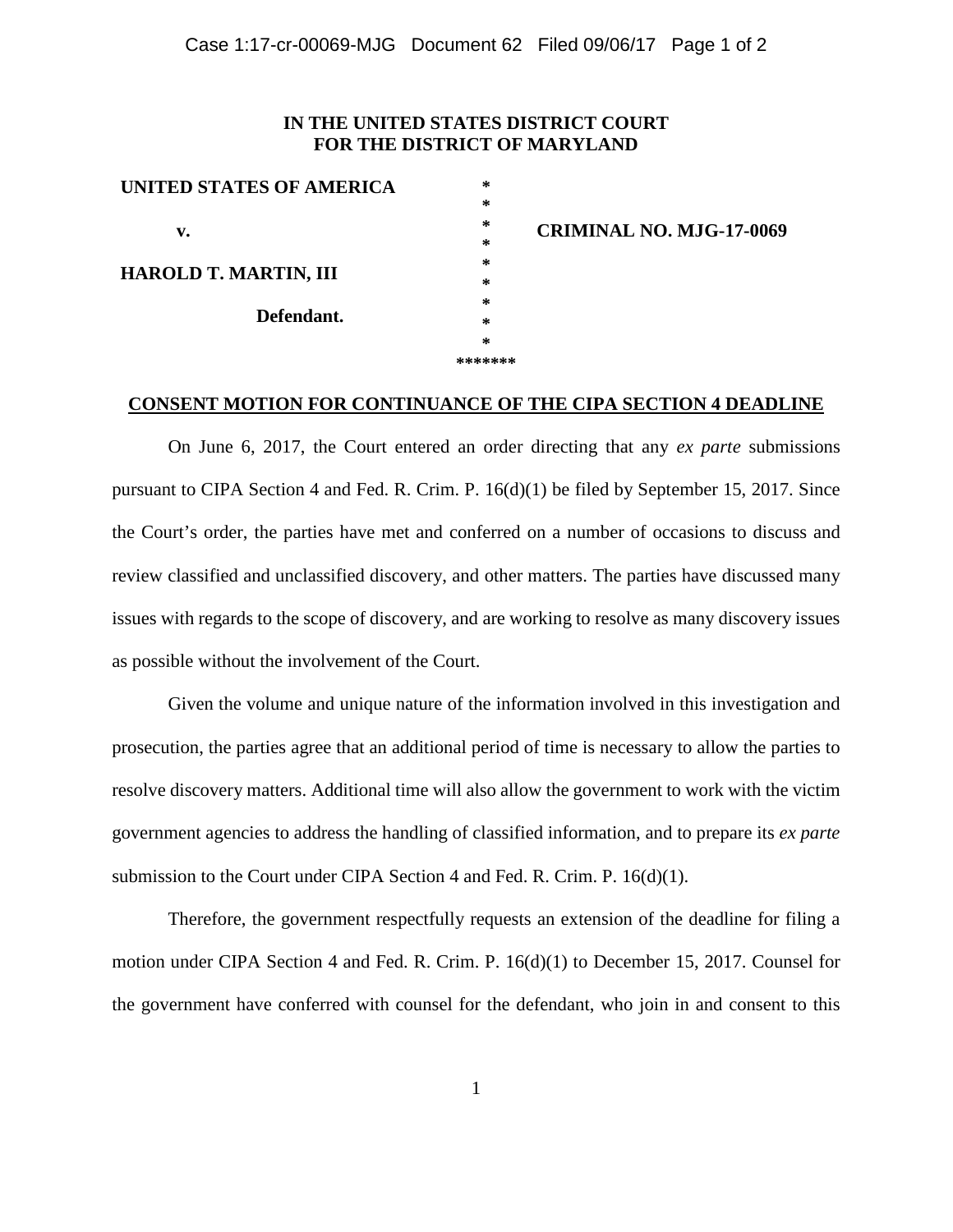**IN THE UNITED STATES DISTRICT COURT**
**FOR THE DISTRICT OF MARYLAND**

| | | |
|---|---|---|
| **UNITED STATES OF AMERICA** | * | |
| | * | |
| **v.** | * | **CRIMINAL NO. MJG-17-0069** |
| | * | |
| **HAROLD T. MARTIN, III** | * | |
| | * | |
| **Defendant.** | * | |
| | * | |
| | * | |
| | ******* | |

**CONSENT MOTION FOR CONTINUANCE OF THE CIPA SECTION 4 DEADLINE**

On June 6, 2017, the Court entered an order directing that any *ex parte* submissions pursuant to CIPA Section 4 and Fed. R. Crim. P. 16(d)(1) be filed by September 15, 2017. Since the Court's order, the parties have met and conferred on a number of occasions to discuss and review classified and unclassified discovery, and other matters. The parties have discussed many issues with regards to the scope of discovery, and are working to resolve as many discovery issues as possible without the involvement of the Court.

Given the volume and unique nature of the information involved in this investigation and prosecution, the parties agree that an additional period of time is necessary to allow the parties to resolve discovery matters. Additional time will also allow the government to work with the victim government agencies to address the handling of classified information, and to prepare its *ex parte* submission to the Court under CIPA Section 4 and Fed. R. Crim. P. 16(d)(1).

Therefore, the government respectfully requests an extension of the deadline for filing a motion under CIPA Section 4 and Fed. R. Crim. P. 16(d)(1) to December 15, 2017. Counsel for the government have conferred with counsel for the defendant, who join in and consent to this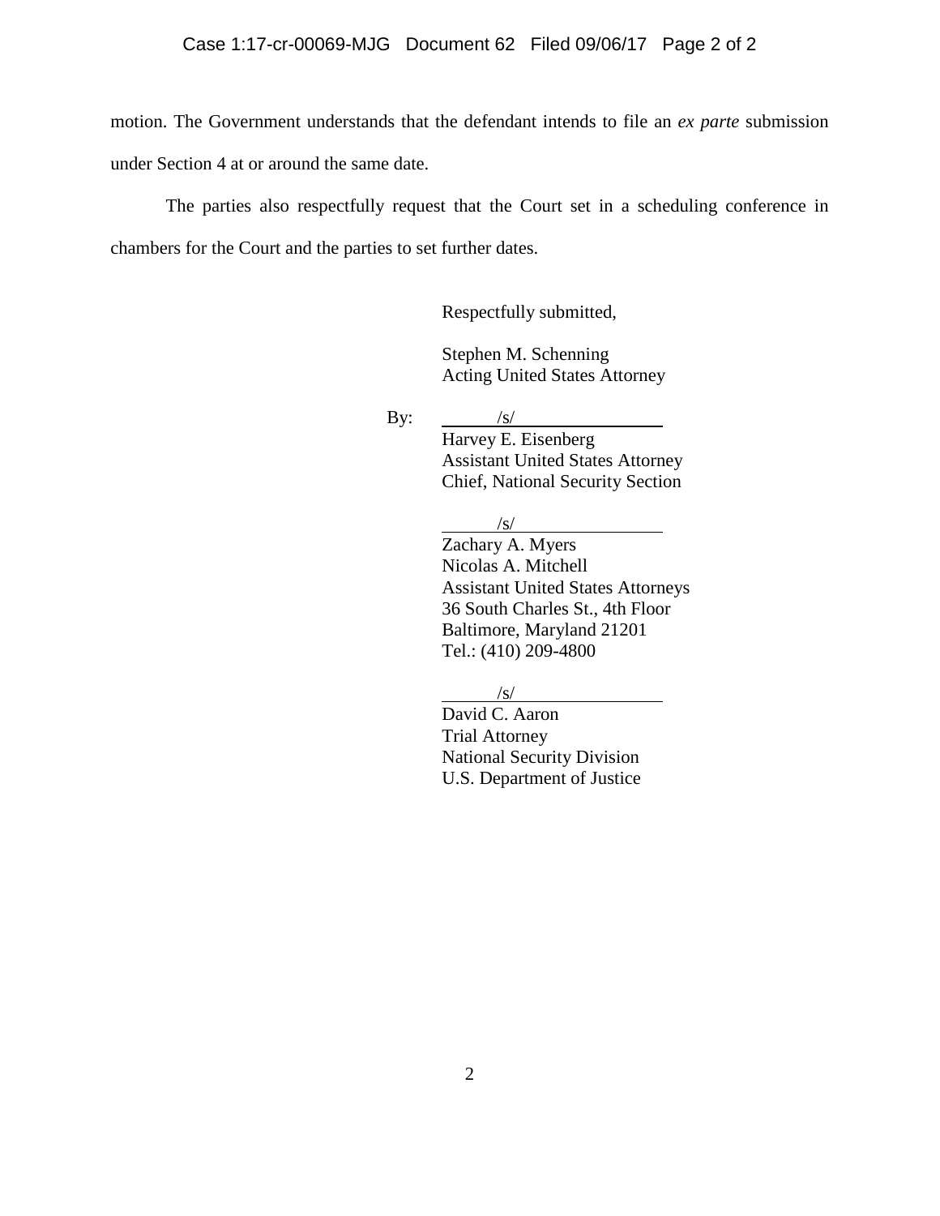motion. The Government understands that the defendant intends to file an *ex parte* submission under Section 4 at or around the same date.

The parties also respectfully request that the Court set in a scheduling conference in chambers for the Court and the parties to set further dates.

Respectfully submitted,

Stephen M. Schenning
Acting United States Attorney

By: /s/
Harvey E. Eisenberg
Assistant United States Attorney
Chief, National Security Section

/s/
Zachary A. Myers
Nicolas A. Mitchell
Assistant United States Attorneys
36 South Charles St., 4th Floor
Baltimore, Maryland 21201
Tel.: (410) 209-4800

/s/
David C. Aaron
Trial Attorney
National Security Division
U.S. Department of Justice